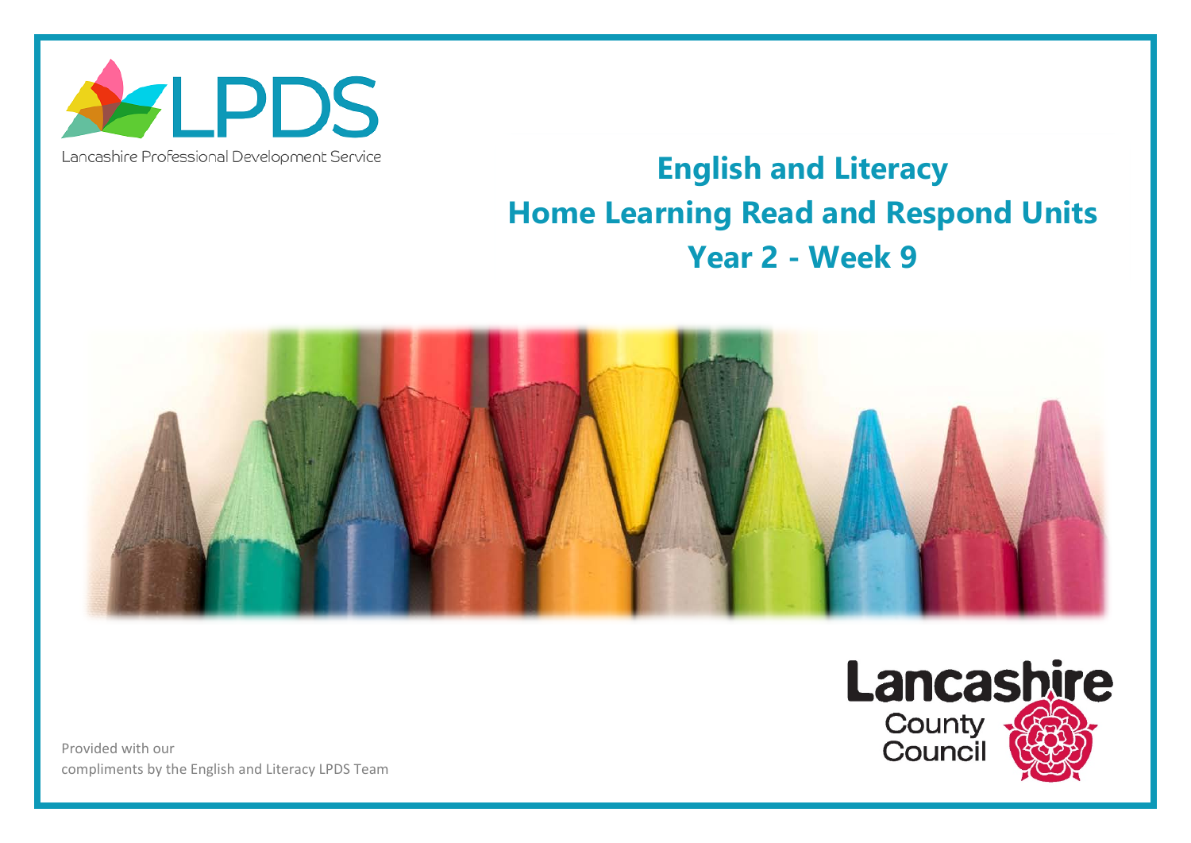LPDS

Lancashire Professional Development Service

# English and Literacy
# Home Learning Read and Respond Units
# Year 2 - Week 9

Lancashire County Council

Provided with our compliments by the English and Literacy LPDS Team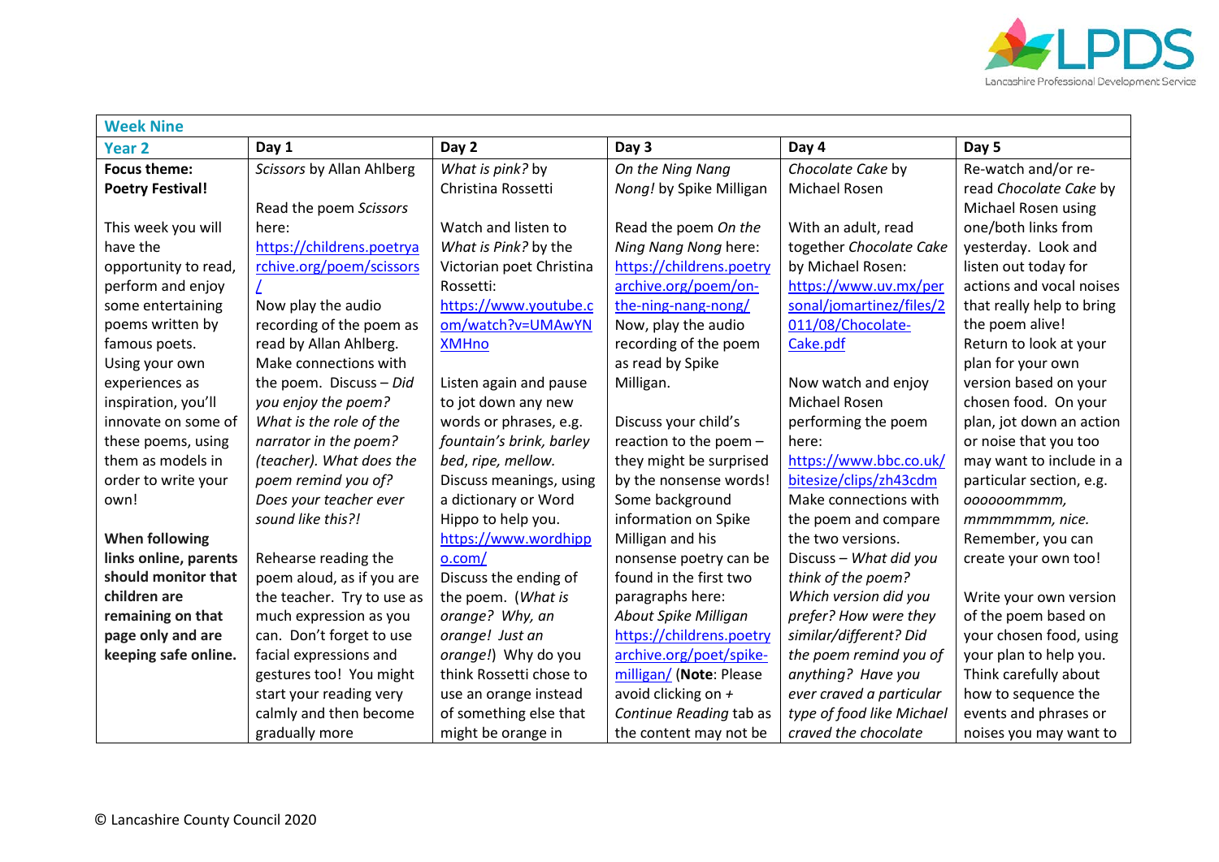| Week Nine | | | | | |
|---|---|---|---|---|---|
| **Year 2** | **Day 1** | **Day 2** | **Day 3** | **Day 4** | **Day 5** |
| **Focus theme: Poetry Festival!**<br><br>This week you will have the opportunity to read, perform and enjoy some entertaining poems written by famous poets. Using your own experiences as inspiration, you'll innovate on some of these poems, using them as models in order to write your own!<br><br>**When following links online, parents should monitor that children are remaining on that page only and are keeping safe online.** | *Scissors* by Allan Ahlberg<br><br>Read the poem *Scissors* here:<br>https://childrens.poetryarchive.org/poem/scissors/<br>Now play the audio recording of the poem as read by Allan Ahlberg.<br>Make connections with the poem. Discuss – *Did you enjoy the poem? What is the role of the narrator in the poem? (teacher). What does the poem remind you of? Does your teacher ever sound like this?!*<br><br>Rehearse reading the poem aloud, as if you are the teacher. Try to use as much expression as you can. Don't forget to use facial expressions and gestures too! You might start your reading very calmly and then become gradually more | *What is pink?* by Christina Rossetti<br><br>Watch and listen to *What is Pink?* by the Victorian poet Christina Rossetti:<br>https://www.youtube.com/watch?v=UMAwYNXMHno<br><br>Listen again and pause to jot down any new words or phrases, e.g. *fountain's brink, barley bed, ripe, mellow.*<br>Discuss meanings, using a dictionary or Word Hippo to help you.<br>https://www.wordhippo.com/<br>Discuss the ending of the poem. (*What is orange? Why, an orange! Just an orange!*) Why do you think Rossetti chose to use an orange instead of something else that might be orange in | *On the Ning Nang Nong!* by Spike Milligan<br><br>Read the poem *On the Ning Nang Nong* here:<br>https://childrens.poetryarchive.org/poem/on-the-ning-nang-nong/<br>Now, play the audio recording of the poem as read by Spike Milligan.<br><br>Discuss your child's reaction to the poem – they might be surprised by the nonsense words! Some background information on Spike Milligan and his nonsense poetry can be found in the first two paragraphs here:<br>*About Spike Milligan*<br>https://childrens.poetryarchive.org/poet/spike-milligan/ (**Note**: Please avoid clicking on *+ Continue Reading* tab as the content may not be | *Chocolate Cake* by Michael Rosen<br><br>With an adult, read together *Chocolate Cake* by Michael Rosen:<br>https://www.uv.mx/personal/jomartinez/files/2011/08/Chocolate-Cake.pdf<br><br>Now watch and enjoy Michael Rosen performing the poem here:<br>https://www.bbc.co.uk/bitesize/clips/zh43cdm<br>Make connections with the poem and compare the two versions.<br>Discuss – *What did you think of the poem? Which version did you prefer? How were they similar/different? Did the poem remind you of anything? Have you ever craved a particular type of food like Michael craved the chocolate* | Re-watch and/or re-read *Chocolate Cake* by Michael Rosen using one/both links from yesterday. Look and listen out today for actions and vocal noises that really help to bring the poem alive!<br>Return to look at your plan for your own version based on your chosen food. On your plan, jot down an action or noise that you too may want to include in a particular section, e.g. *ooooommmm, mmmmmmm, nice.*<br>Remember, you can create your own too!<br><br>Write your own version of the poem based on your chosen food, using your plan to help you.<br>Think carefully about how to sequence the events and phrases or noises you may want to |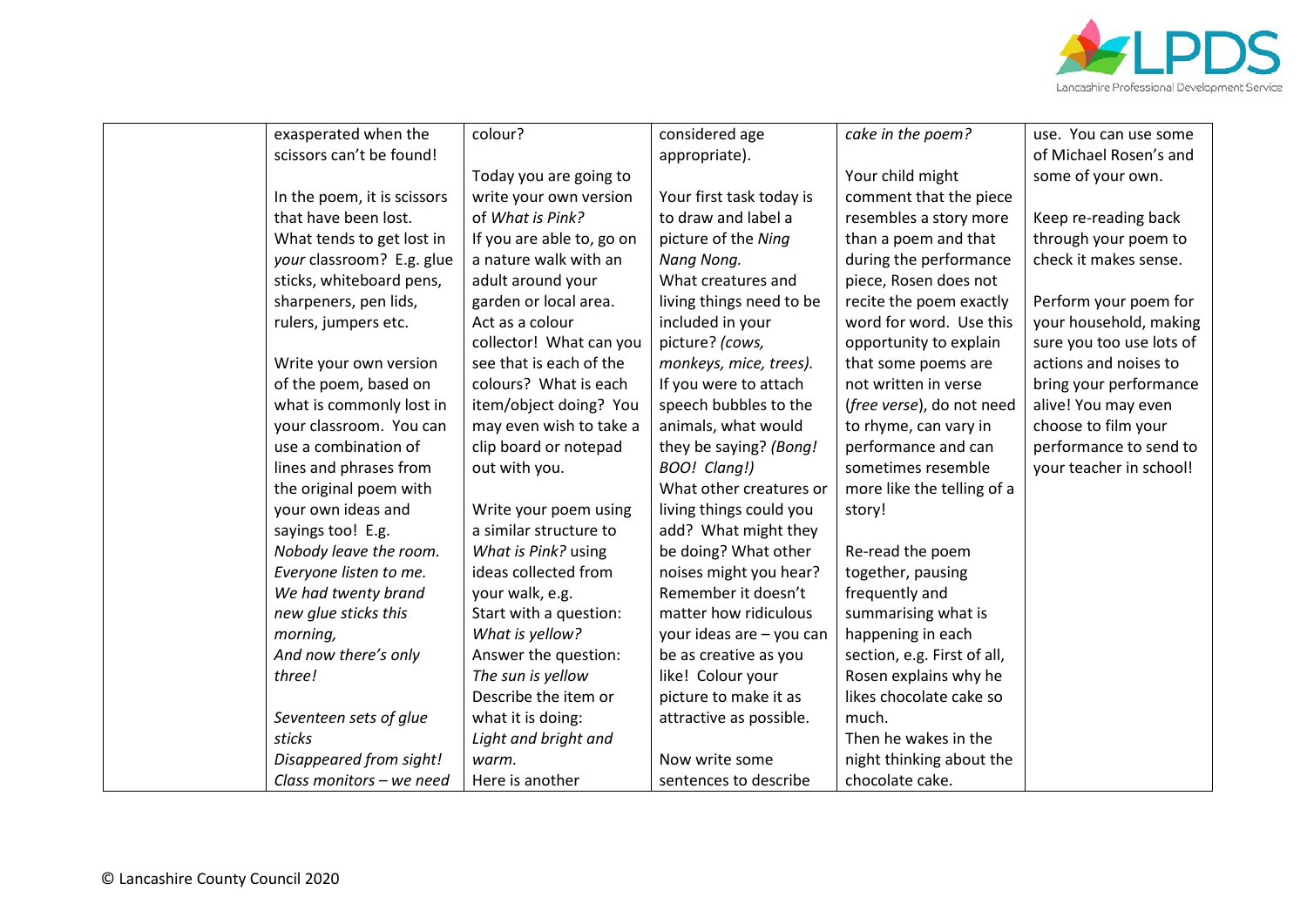| | | | | | |
|---|---|---|---|---|---|
| | exasperated when the scissors can't be found!<br><br>In the poem, it is scissors that have been lost. What tends to get lost in *your* classroom? E.g. glue sticks, whiteboard pens, sharpeners, pen lids, rulers, jumpers etc.<br><br>Write your own version of the poem, based on what is commonly lost in your classroom. You can use a combination of lines and phrases from the original poem with your own ideas and sayings too! E.g.<br>*Nobody leave the room.*<br>*Everyone listen to me.*<br>*We had twenty brand new glue sticks this morning,*<br>*And now there's only three!*<br><br>*Seventeen sets of glue sticks*<br>*Disappeared from sight!*<br>*Class monitors – we need* | colour?<br><br>Today you are going to write your own version of *What is Pink?*<br>If you are able to, go on a nature walk with an adult around your garden or local area. Act as a colour collector! What can you see that is each of the colours? What is each item/object doing? You may even wish to take a clip board or notepad out with you.<br><br>Write your poem using a similar structure to *What is Pink?* using ideas collected from your walk, e.g.<br>Start with a question:<br>*What is yellow?*<br>Answer the question:<br>*The sun is yellow*<br>Describe the item or what it is doing:<br>*Light and bright and warm.*<br>Here is another | considered age appropriate).<br><br>Your first task today is to draw and label a picture of the *Ning Nang Nong.*<br>What creatures and living things need to be included in your picture? *(cows, monkeys, mice, trees).*<br>If you were to attach speech bubbles to the animals, what would they be saying? *(Bong! BOO! Clang!)*<br>What other creatures or living things could you add? What might they be doing? What other noises might you hear? Remember it doesn't matter how ridiculous your ideas are – you can be as creative as you like! Colour your picture to make it as attractive as possible.<br><br>Now write some sentences to describe | *cake in the poem?*<br><br>Your child might comment that the piece resembles a story more than a poem and that during the performance piece, Rosen does not recite the poem exactly word for word. Use this opportunity to explain that some poems are not written in verse (*free verse*), do not need to rhyme, can vary in performance and can sometimes resemble more like the telling of a story!<br><br>Re-read the poem together, pausing frequently and summarising what is happening in each section, e.g. First of all, Rosen explains why he likes chocolate cake so much.<br>Then he wakes in the night thinking about the chocolate cake. | use. You can use some of Michael Rosen's and some of your own.<br><br>Keep re-reading back through your poem to check it makes sense.<br><br>Perform your poem for your household, making sure you too use lots of actions and noises to bring your performance alive! You may even choose to film your performance to send to your teacher in school! |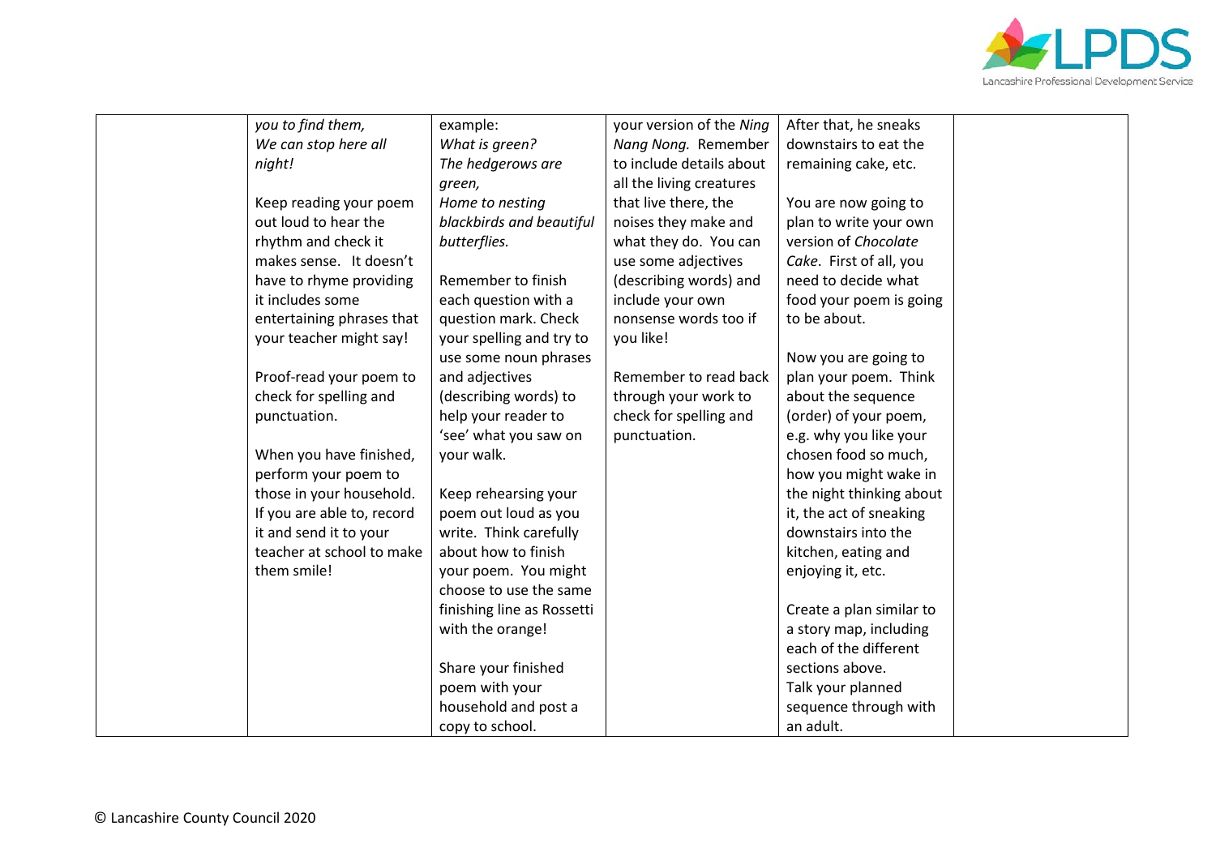| | | | | | |
|---|---|---|---|---|---|
| | *you to find them,*<br>*We can stop here all night!*<br><br>Keep reading your poem out loud to hear the rhythm and check it makes sense. It doesn't have to rhyme providing it includes some entertaining phrases that your teacher might say!<br><br>Proof-read your poem to check for spelling and punctuation.<br><br>When you have finished, perform your poem to those in your household. If you are able to, record it and send it to your teacher at school to make them smile! | example:<br>*What is green?*<br>*The hedgerows are green,*<br>*Home to nesting blackbirds and beautiful butterflies.*<br><br>Remember to finish each question with a question mark. Check your spelling and try to use some noun phrases and adjectives (describing words) to help your reader to 'see' what you saw on your walk.<br><br>Keep rehearsing your poem out loud as you write. Think carefully about how to finish your poem. You might choose to use the same finishing line as Rossetti with the orange!<br><br>Share your finished poem with your household and post a copy to school. | your version of the *Ning Nang Nong.* Remember to include details about all the living creatures that live there, the noises they make and what they do. You can use some adjectives (describing words) and include your own nonsense words too if you like!<br><br>Remember to read back through your work to check for spelling and punctuation. | After that, he sneaks downstairs to eat the remaining cake, etc.<br><br>You are now going to plan to write your own version of *Chocolate Cake*. First of all, you need to decide what food your poem is going to be about.<br><br>Now you are going to plan your poem. Think about the sequence (order) of your poem, e.g. why you like your chosen food so much, how you might wake in the night thinking about it, the act of sneaking downstairs into the kitchen, eating and enjoying it, etc.<br><br>Create a plan similar to a story map, including each of the different sections above.<br>Talk your planned sequence through with an adult. | |

© Lancashire County Council 2020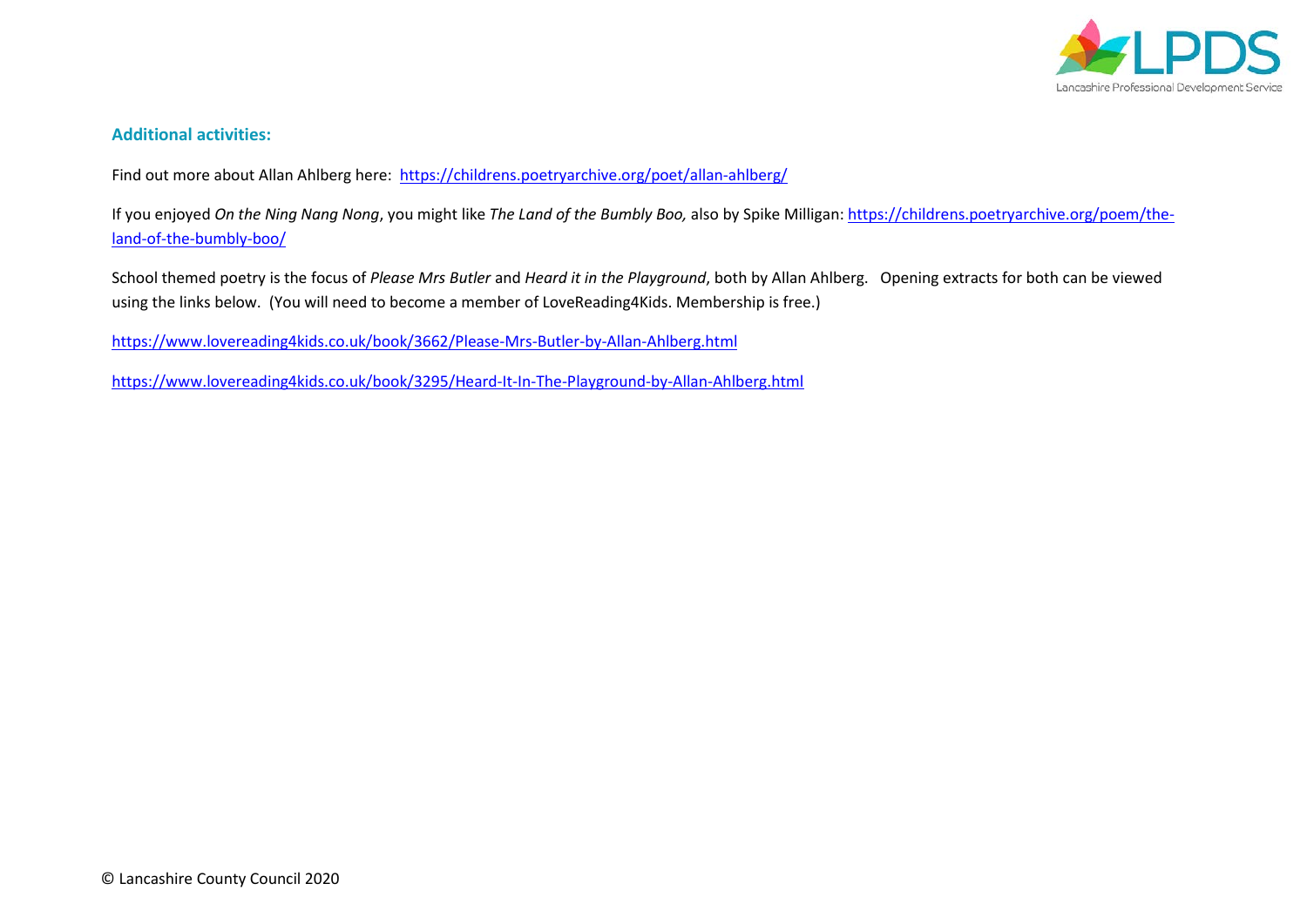### Additional activities:

Find out more about Allan Ahlberg here: https://childrens.poetryarchive.org/poet/allan-ahlberg/

If you enjoyed *On the Ning Nang Nong*, you might like *The Land of the Bumbly Boo,* also by Spike Milligan: https://childrens.poetryarchive.org/poem/the-land-of-the-bumbly-boo/

School themed poetry is the focus of *Please Mrs Butler* and *Heard it in the Playground*, both by Allan Ahlberg. Opening extracts for both can be viewed using the links below. (You will need to become a member of LoveReading4Kids. Membership is free.)

https://www.lovereading4kids.co.uk/book/3662/Please-Mrs-Butler-by-Allan-Ahlberg.html

https://www.lovereading4kids.co.uk/book/3295/Heard-It-In-The-Playground-by-Allan-Ahlberg.html

© Lancashire County Council 2020